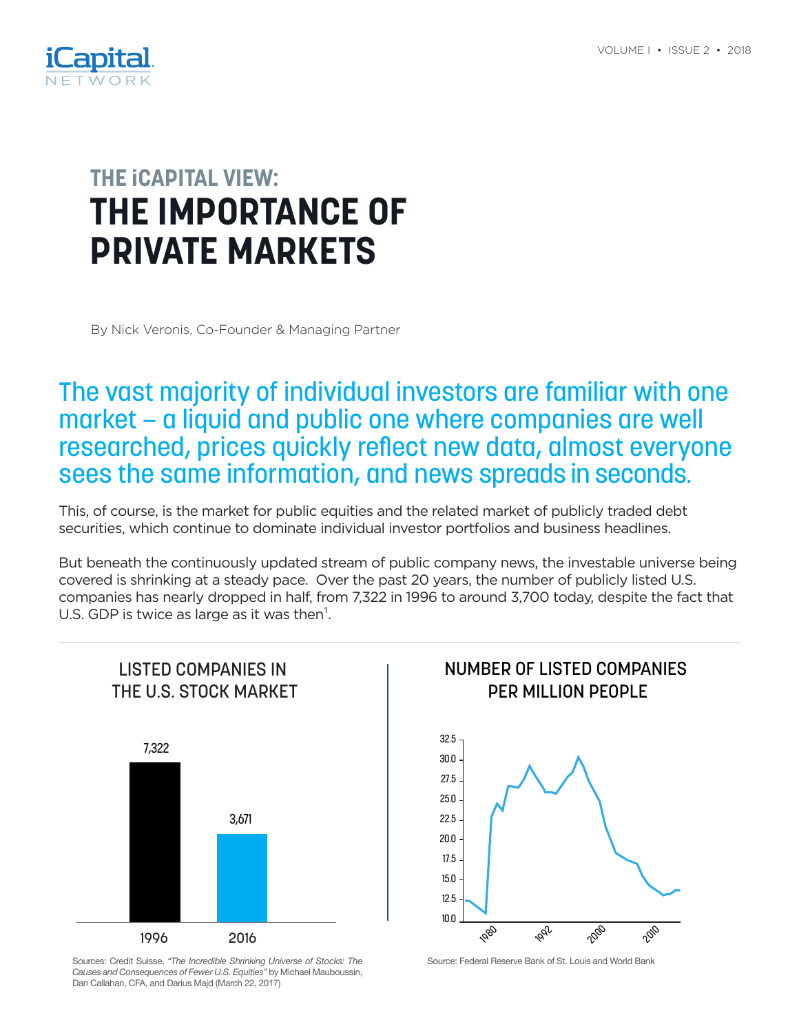# THE iCAPITAL VIEW: THE IMPORTANCE OF PRIVATE MARKETS

By Nick Veronis, Co-Founder & Managing Partner

## The vast majority of individual investors are familiar with one market – a liquid and public one where companies are well researched, prices quickly reflect new data, almost everyone sees the same information, and news spreads in seconds.

This, of course, is the market for public equities and the related market of publicly traded debt securities, which continue to dominate individual investor portfolios and business headlines.

But beneath the continuously updated stream of public company news, the investable universe being covered is shrinking at a steady pace. Over the past 20 years, the number of publicly listed U.S. companies has nearly dropped in half, from 7,322 in 1996 to around 3,700 today, despite the fact that U.S. GDP is twice as large as it was then[1].

### LISTED COMPANIES IN THE U.S. STOCK MARKET

7,322
3,671
1996
2016

Sources: Credit Suisse, *"The Incredible Shrinking Universe of Stocks: The Causes and Consequences of Fewer U.S. Equities"* by Michael Mauboussin, Dan Callahan, CFA, and Darius Majd (March 22, 2017)

### NUMBER OF LISTED COMPANIES PER MILLION PEOPLE

32.5
30.0
27.5
25.0
22.5
20.0
17.5
15.0
12.5
10.0
1980
1992
2000
2010

Source: Federal Reserve Bank of St. Louis and World Bank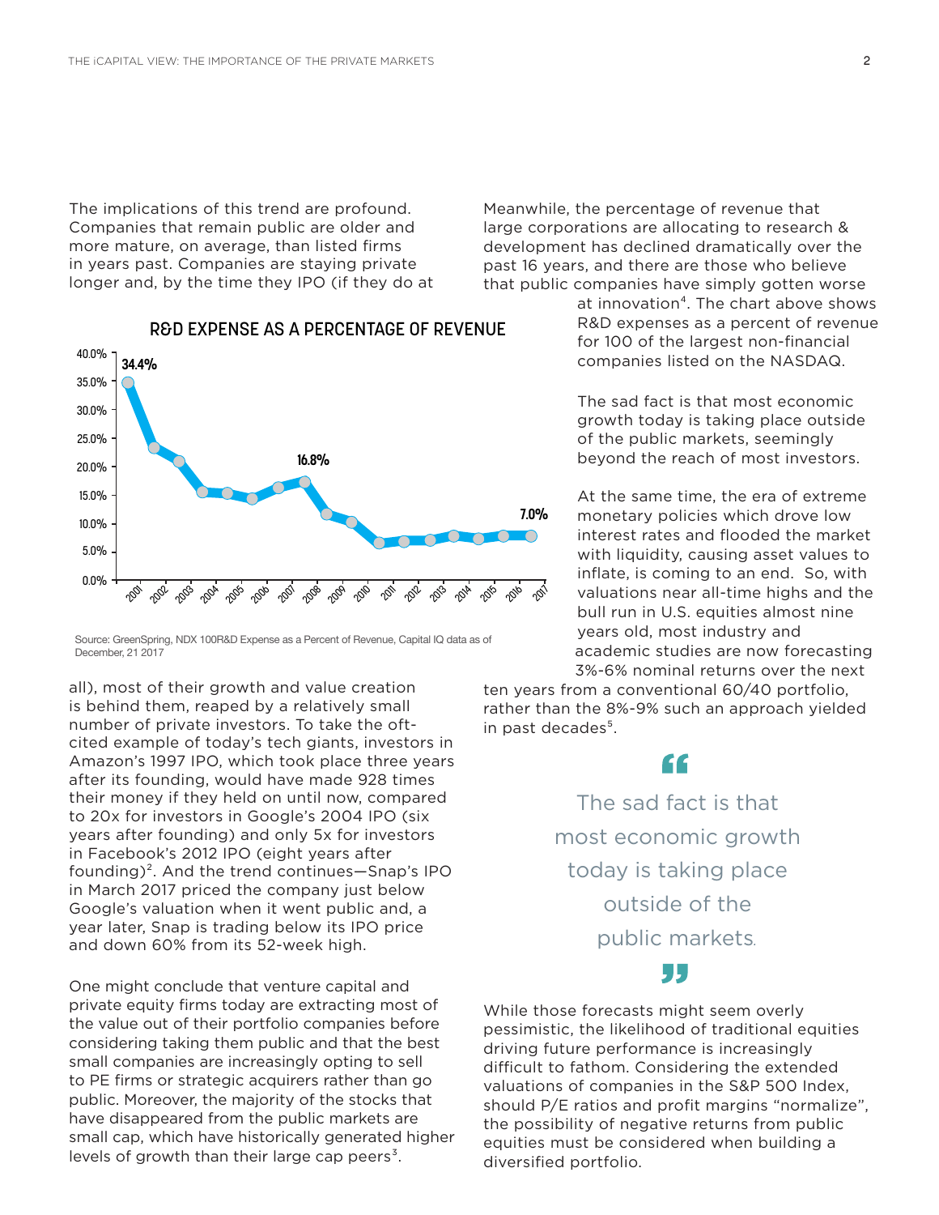The implications of this trend are profound. Companies that remain public are older and more mature, on average, than listed firms in years past. Companies are staying private longer and, by the time they IPO (if they do at all), most of their growth and value creation is behind them, reaped by a relatively small number of private investors. To take the oft-cited example of today's tech giants, investors in Amazon's 1997 IPO, which took place three years after its founding, would have made 928 times their money if they held on until now, compared to 20x for investors in Google's 2004 IPO (six years after founding) and only 5x for investors in Facebook's 2012 IPO (eight years after founding)[2]. And the trend continues—Snap's IPO in March 2017 priced the company just below Google's valuation when it went public and, a year later, Snap is trading below its IPO price and down 60% from its 52-week high.

**R&D EXPENSE AS A PERCENTAGE OF REVENUE**

40.0%
35.0%
30.0%
25.0%
20.0%
15.0%
10.0%
5.0%
0.0%

34.4%
16.8%
7.0%

2001 2002 2003 2004 2005 2006 2007 2008 2009 2010 2011 2012 2013 2014 2015 2016 2017

Source: GreenSpring, NDX 100R&D Expense as a Percent of Revenue, Capital IQ data as of December, 21 2017

One might conclude that venture capital and private equity firms today are extracting most of the value out of their portfolio companies before considering taking them public and that the best small companies are increasingly opting to sell to PE firms or strategic acquirers rather than go public. Moreover, the majority of the stocks that have disappeared from the public markets are small cap, which have historically generated higher levels of growth than their large cap peers[3].

Meanwhile, the percentage of revenue that large corporations are allocating to research & development has declined dramatically over the past 16 years, and there are those who believe that public companies have simply gotten worse at innovation[4]. The chart above shows R&D expenses as a percent of revenue for 100 of the largest non-financial companies listed on the NASDAQ.

The sad fact is that most economic growth today is taking place outside of the public markets, seemingly beyond the reach of most investors.

At the same time, the era of extreme monetary policies which drove low interest rates and flooded the market with liquidity, causing asset values to inflate, is coming to an end. So, with valuations near all-time highs and the bull run in U.S. equities almost nine years old, most industry and academic studies are now forecasting 3%-6% nominal returns over the next ten years from a conventional 60/40 portfolio, rather than the 8%-9% such an approach yielded in past decades[5].

> "The sad fact is that most economic growth today is taking place outside of the public markets."

While those forecasts might seem overly pessimistic, the likelihood of traditional equities driving future performance is increasingly difficult to fathom. Considering the extended valuations of companies in the S&P 500 Index, should P/E ratios and profit margins "normalize", the possibility of negative returns from public equities must be considered when building a diversified portfolio.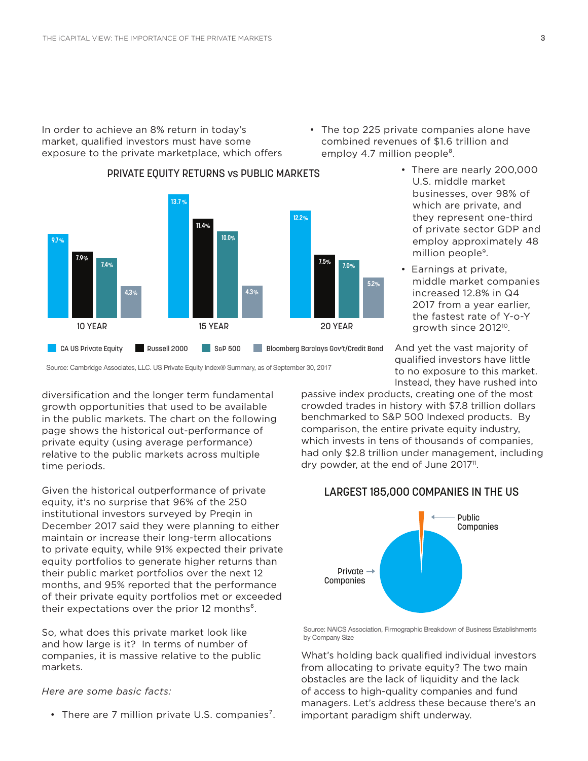In order to achieve an 8% return in today's market, qualified investors must have some exposure to the private marketplace, which offers diversification and the longer term fundamental growth opportunities that used to be available in the public markets. The chart on the following page shows the historical out-performance of private equity (using average performance) relative to the public markets across multiple time periods.

## PRIVATE EQUITY RETURNS vs PUBLIC MARKETS

10 YEAR: 9.7% | 7.9% | 7.4% | 4.3%

15 YEAR: 13.7% | 11.4% | 10.0% | 4.3%

20 YEAR: 12.2% | 7.5% | 7.0% | 5.2%

CA US Private Equity | Russell 2000 | S&P 500 | Bloomberg Barclays Gov't/Credit Bond

Source: Cambridge Associates, LLC. US Private Equity Index® Summary, as of September 30, 2017

Given the historical outperformance of private equity, it's no surprise that 96% of the 250 institutional investors surveyed by Preqin in December 2017 said they were planning to either maintain or increase their long-term allocations to private equity, while 91% expected their private equity portfolios to generate higher returns than their public market portfolios over the next 12 months, and 95% reported that the performance of their private equity portfolios met or exceeded their expectations over the prior 12 months[6].

So, what does this private market look like and how large is it? In terms of number of companies, it is massive relative to the public markets.

*Here are some basic facts:*

- There are 7 million private U.S. companies[7].
- The top 225 private companies alone have combined revenues of $1.6 trillion and employ 4.7 million people[8].
- There are nearly 200,000 U.S. middle market businesses, over 98% of which are private, and they represent one-third of private sector GDP and employ approximately 48 million people[9].
- Earnings at private, middle market companies increased 12.8% in Q4 2017 from a year earlier, the fastest rate of Y-o-Y growth since 2012[10].

And yet the vast majority of qualified investors have little to no exposure to this market. Instead, they have rushed into passive index products, creating one of the most crowded trades in history with $7.8 trillion dollars benchmarked to S&P 500 Indexed products. By comparison, the entire private equity industry, which invests in tens of thousands of companies, had only $2.8 trillion under management, including dry powder, at the end of June 2017[11].

## LARGEST 185,000 COMPANIES IN THE US

Public Companies

Private Companies

Source: NAICS Association, Firmographic Breakdown of Business Establishments by Company Size

What's holding back qualified individual investors from allocating to private equity? The two main obstacles are the lack of liquidity and the lack of access to high-quality companies and fund managers. Let's address these because there's an important paradigm shift underway.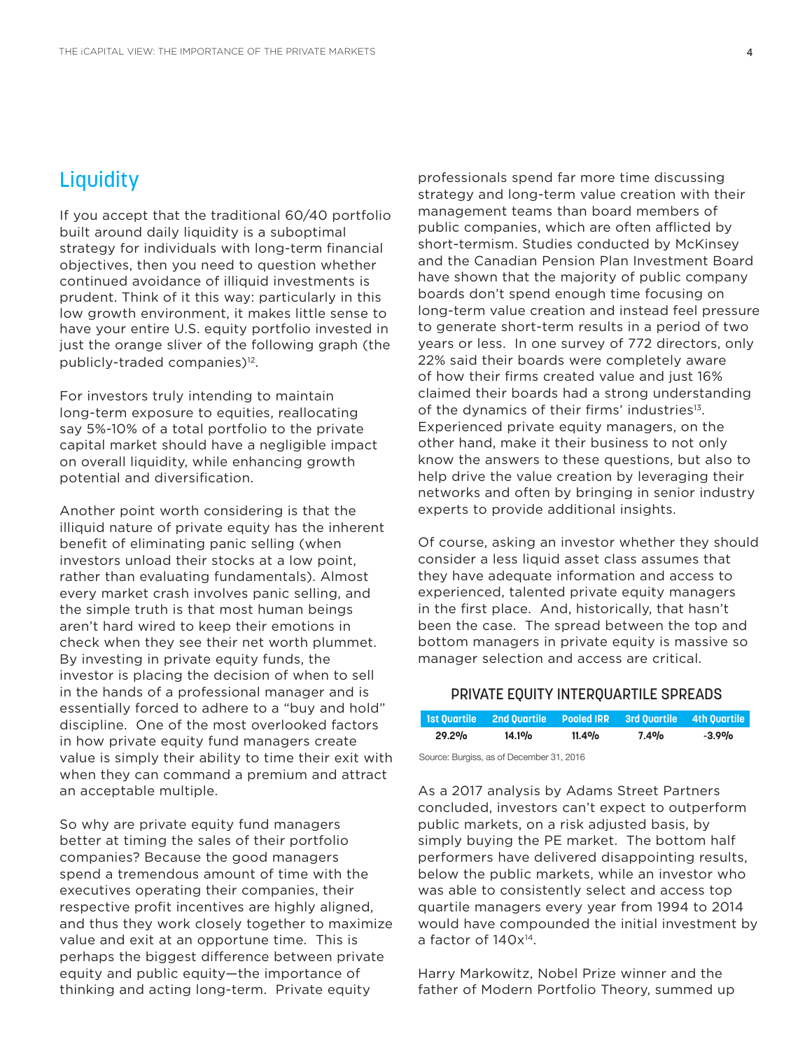## Liquidity

If you accept that the traditional 60/40 portfolio built around daily liquidity is a suboptimal strategy for individuals with long-term financial objectives, then you need to question whether continued avoidance of illiquid investments is prudent. Think of it this way: particularly in this low growth environment, it makes little sense to have your entire U.S. equity portfolio invested in just the orange sliver of the following graph (the publicly-traded companies)[12].

For investors truly intending to maintain long-term exposure to equities, reallocating say 5%-10% of a total portfolio to the private capital market should have a negligible impact on overall liquidity, while enhancing growth potential and diversification.

Another point worth considering is that the illiquid nature of private equity has the inherent benefit of eliminating panic selling (when investors unload their stocks at a low point, rather than evaluating fundamentals). Almost every market crash involves panic selling, and the simple truth is that most human beings aren't hard wired to keep their emotions in check when they see their net worth plummet. By investing in private equity funds, the investor is placing the decision of when to sell in the hands of a professional manager and is essentially forced to adhere to a "buy and hold" discipline. One of the most overlooked factors in how private equity fund managers create value is simply their ability to time their exit with when they can command a premium and attract an acceptable multiple.

So why are private equity fund managers better at timing the sales of their portfolio companies? Because the good managers spend a tremendous amount of time with the executives operating their companies, their respective profit incentives are highly aligned, and thus they work closely together to maximize value and exit at an opportune time. This is perhaps the biggest difference between private equity and public equity—the importance of thinking and acting long-term. Private equity professionals spend far more time discussing strategy and long-term value creation with their management teams than board members of public companies, which are often afflicted by short-termism. Studies conducted by McKinsey and the Canadian Pension Plan Investment Board have shown that the majority of public company boards don't spend enough time focusing on long-term value creation and instead feel pressure to generate short-term results in a period of two years or less. In one survey of 772 directors, only 22% said their boards were completely aware of how their firms created value and just 16% claimed their boards had a strong understanding of the dynamics of their firms' industries[13]. Experienced private equity managers, on the other hand, make it their business to not only know the answers to these questions, but also to help drive the value creation by leveraging their networks and often by bringing in senior industry experts to provide additional insights.

Of course, asking an investor whether they should consider a less liquid asset class assumes that they have adequate information and access to experienced, talented private equity managers in the first place. And, historically, that hasn't been the case. The spread between the top and bottom managers in private equity is massive so manager selection and access are critical.

### PRIVATE EQUITY INTERQUARTILE SPREADS

| 1st Quartile | 2nd Quartile | Pooled IRR | 3rd Quartile | 4th Quartile |
|---|---|---|---|---|
| 29.2% | 14.1% | 11.4% | 7.4% | -3.9% |

Source: Burgiss, as of December 31, 2016

As a 2017 analysis by Adams Street Partners concluded, investors can't expect to outperform public markets, on a risk adjusted basis, by simply buying the PE market. The bottom half performers have delivered disappointing results, below the public markets, while an investor who was able to consistently select and access top quartile managers every year from 1994 to 2014 would have compounded the initial investment by a factor of 140x[14].

Harry Markowitz, Nobel Prize winner and the father of Modern Portfolio Theory, summed up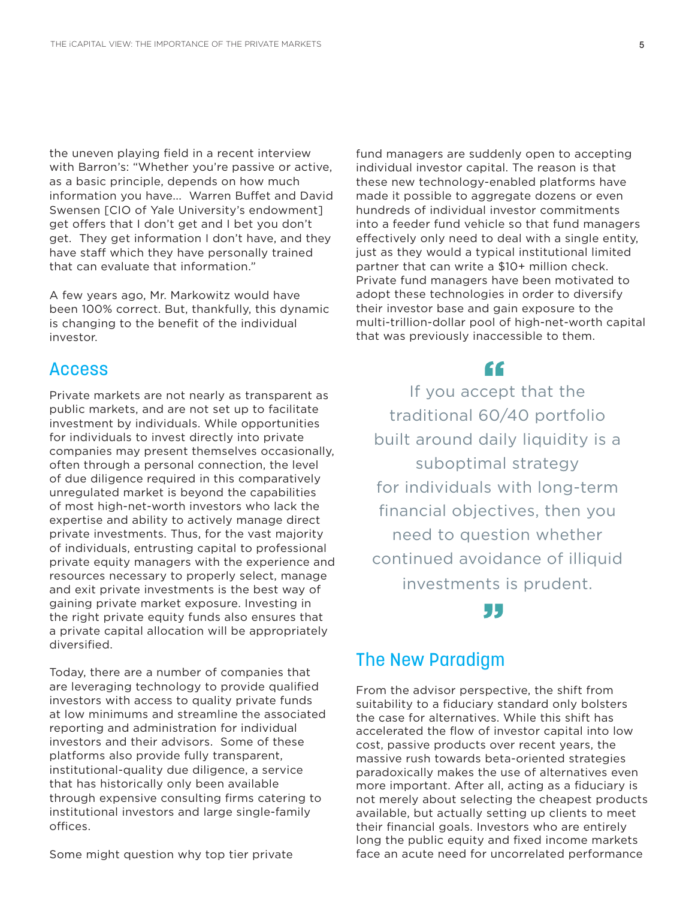the uneven playing field in a recent interview with Barron's: "Whether you're passive or active, as a basic principle, depends on how much information you have... Warren Buffet and David Swensen [CIO of Yale University's endowment] get offers that I don't get and I bet you don't get. They get information I don't have, and they have staff which they have personally trained that can evaluate that information."

A few years ago, Mr. Markowitz would have been 100% correct. But, thankfully, this dynamic is changing to the benefit of the individual investor.

## Access

Private markets are not nearly as transparent as public markets, and are not set up to facilitate investment by individuals. While opportunities for individuals to invest directly into private companies may present themselves occasionally, often through a personal connection, the level of due diligence required in this comparatively unregulated market is beyond the capabilities of most high-net-worth investors who lack the expertise and ability to actively manage direct private investments. Thus, for the vast majority of individuals, entrusting capital to professional private equity managers with the experience and resources necessary to properly select, manage and exit private investments is the best way of gaining private market exposure. Investing in the right private equity funds also ensures that a private capital allocation will be appropriately diversified.

Today, there are a number of companies that are leveraging technology to provide qualified investors with access to quality private funds at low minimums and streamline the associated reporting and administration for individual investors and their advisors. Some of these platforms also provide fully transparent, institutional-quality due diligence, a service that has historically only been available through expensive consulting firms catering to institutional investors and large single-family offices.

Some might question why top tier private fund managers are suddenly open to accepting individual investor capital. The reason is that these new technology-enabled platforms have made it possible to aggregate dozens or even hundreds of individual investor commitments into a feeder fund vehicle so that fund managers effectively only need to deal with a single entity, just as they would a typical institutional limited partner that can write a $10+ million check. Private fund managers have been motivated to adopt these technologies in order to diversify their investor base and gain exposure to the multi-trillion-dollar pool of high-net-worth capital that was previously inaccessible to them.

> "If you accept that the traditional 60/40 portfolio built around daily liquidity is a suboptimal strategy for individuals with long-term financial objectives, then you need to question whether continued avoidance of illiquid investments is prudent."

## The New Paradigm

From the advisor perspective, the shift from suitability to a fiduciary standard only bolsters the case for alternatives. While this shift has accelerated the flow of investor capital into low cost, passive products over recent years, the massive rush towards beta-oriented strategies paradoxically makes the use of alternatives even more important. After all, acting as a fiduciary is not merely about selecting the cheapest products available, but actually setting up clients to meet their financial goals. Investors who are entirely long the public equity and fixed income markets face an acute need for uncorrelated performance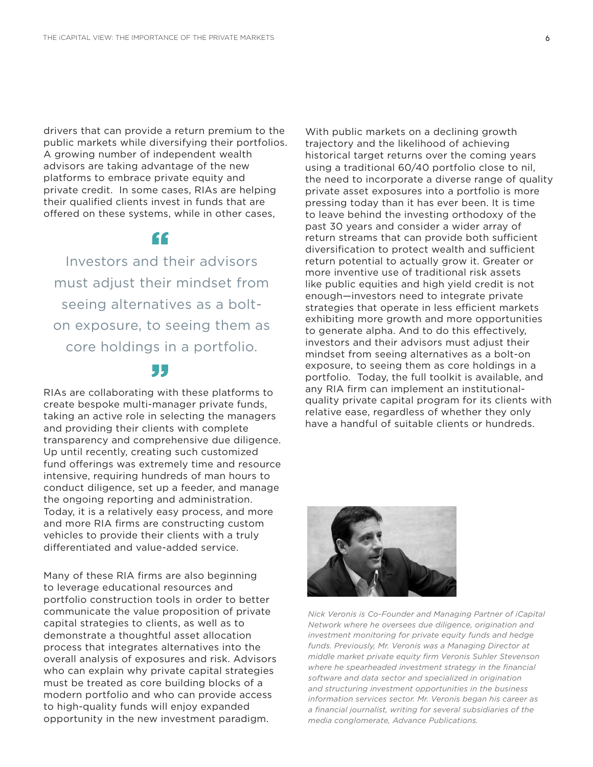drivers that can provide a return premium to the public markets while diversifying their portfolios. A growing number of independent wealth advisors are taking advantage of the new platforms to embrace private equity and private credit. In some cases, RIAs are helping their qualified clients invest in funds that are offered on these systems, while in other cases, RIAs are collaborating with these platforms to create bespoke multi-manager private funds, taking an active role in selecting the managers and providing their clients with complete transparency and comprehensive due diligence. Up until recently, creating such customized fund offerings was extremely time and resource intensive, requiring hundreds of man hours to conduct diligence, set up a feeder, and manage the ongoing reporting and administration. Today, it is a relatively easy process, and more and more RIA firms are constructing custom vehicles to provide their clients with a truly differentiated and value-added service.

> "Investors and their advisors must adjust their mindset from seeing alternatives as a bolt-on exposure, to seeing them as core holdings in a portfolio."

Many of these RIA firms are also beginning to leverage educational resources and portfolio construction tools in order to better communicate the value proposition of private capital strategies to clients, as well as to demonstrate a thoughtful asset allocation process that integrates alternatives into the overall analysis of exposures and risk. Advisors who can explain why private capital strategies must be treated as core building blocks of a modern portfolio and who can provide access to high-quality funds will enjoy expanded opportunity in the new investment paradigm.

With public markets on a declining growth trajectory and the likelihood of achieving historical target returns over the coming years using a traditional 60/40 portfolio close to nil, the need to incorporate a diverse range of quality private asset exposures into a portfolio is more pressing today than it has ever been. It is time to leave behind the investing orthodoxy of the past 30 years and consider a wider array of return streams that can provide both sufficient diversification to protect wealth and sufficient return potential to actually grow it. Greater or more inventive use of traditional risk assets like public equities and high yield credit is not enough—investors need to integrate private strategies that operate in less efficient markets exhibiting more growth and more opportunities to generate alpha. And to do this effectively, investors and their advisors must adjust their mindset from seeing alternatives as a bolt-on exposure, to seeing them as core holdings in a portfolio. Today, the full toolkit is available, and any RIA firm can implement an institutional-quality private capital program for its clients with relative ease, regardless of whether they only have a handful of suitable clients or hundreds.

*Nick Veronis is Co-Founder and Managing Partner of iCapital Network where he oversees due diligence, origination and investment monitoring for private equity funds and hedge funds. Previously, Mr. Veronis was a Managing Director at middle market private equity firm Veronis Suhler Stevenson where he spearheaded investment strategy in the financial software and data sector and specialized in origination and structuring investment opportunities in the business information services sector. Mr. Veronis began his career as a financial journalist, writing for several subsidiaries of the media conglomerate, Advance Publications.*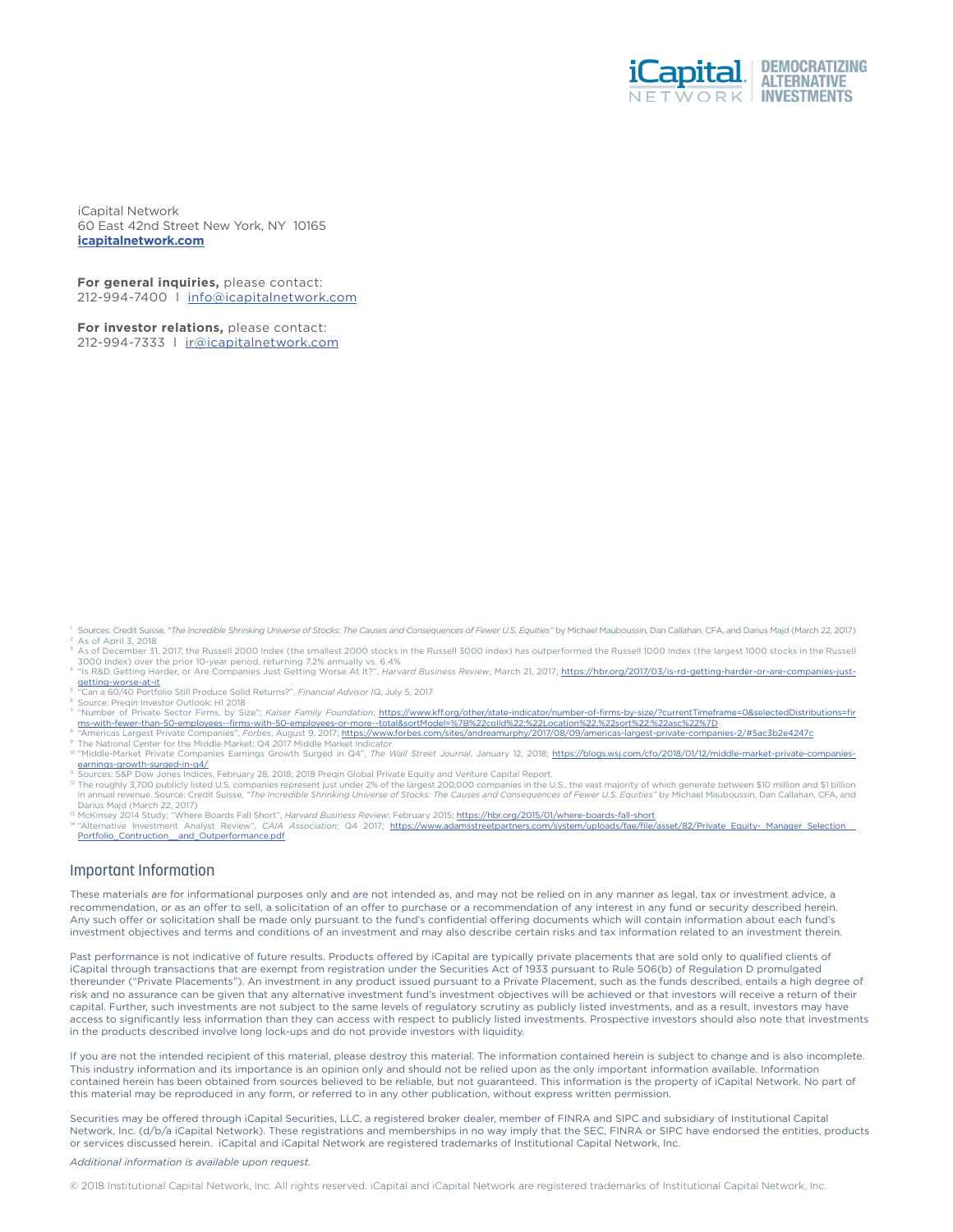iCapital Network
60 East 42nd Street New York, NY 10165
**icapitalnetwork.com**

**For general inquiries,** please contact:
212-994-7400 I info@icapitalnetwork.com

**For investor relations,** please contact:
212-994-7333 I ir@icapitalnetwork.com

[1] Sources: Credit Suisse, *"The Incredible Shrinking Universe of Stocks: The Causes and Consequences of Fewer U.S. Equities"* by Michael Mauboussin, Dan Callahan, CFA, and Darius Majd (March 22, 2017)
[2] As of April 3, 2018
[3] As of December 31, 2017, the Russell 2000 Index (the smallest 2000 stocks in the Russell 3000 index) has outperformed the Russell 1000 Index (the largest 1000 stocks in the Russell 3000 Index) over the prior 10-year period, returning 7.2% annually vs. 6.4%
[4] "Is R&D Getting Harder, or Are Companies Just Getting Worse At It?", *Harvard Business Review*, March 21, 2017; https://hbr.org/2017/03/is-rd-getting-harder-or-are-companies-just-getting-worse-at-it
[5] "Can a 60/40 Portfolio Still Produce Solid Returns?", *Financial Advisor IQ*, July 5, 2017
[6] Source: Preqin Investor Outlook: H1 2018
[7] "Number of Private Sector Firms, by Size"; *Kaiser Family Foundation*; https://www.kff.org/other/state-indicator/number-of-firms-by-size/?currentTimeframe=0&selectedDistributions=firms-with-fewer-than-50-employees--firms-with-50-employees-or-more--total&sortModel=%7B%22colId%22:%22Location%22,%22sort%22:%22asc%22%7D
[8] "Americas Largest Private Companies", *Forbes*, August 9, 2017; https://www.forbes.com/sites/andreamurphy/2017/08/09/americas-largest-private-companies-2/#5ac3b2e4247c
[9] The National Center for the Middle Market: Q4 2017 Middle Market Indicator
[10] "Middle-Market Private Companies Earnings Growth Surged in Q4", *The Wall Street Journal*, January 12, 2018; https://blogs.wsj.com/cfo/2018/01/12/middle-market-private-companies-earnings-growth-surged-in-q4/
[11] Sources: S&P Dow Jones Indices, February 28, 2018; 2018 Preqin Global Private Equity and Venture Capital Report.
[12] The roughly 3,700 publicly listed U.S. companies represent just under 2% of the largest 200,000 companies in the U.S., the vast majority of which generate between $10 million and $1 billion in annual revenue. Source: Credit Suisse, *"The Incredible Shrinking Universe of Stocks: The Causes and Consequences of Fewer U.S. Equities"* by Michael Mauboussin, Dan Callahan, CFA, and Darius Majd (March 22, 2017)
[13] McKinsey 2014 Study; "Where Boards Fall Short", *Harvard Business Review*; February 2015; https://hbr.org/2015/01/where-boards-fall-short
[14] "Alternative Investment Analyst Review", *CAIA Association*; Q4 2017; https://www.adamsstreetpartners.com/system/uploads/fae/file/asset/82/Private_Equity-_Manager_Selection__Portfolio_Contruction__and_Outperformance.pdf

## Important Information

These materials are for informational purposes only and are not intended as, and may not be relied on in any manner as legal, tax or investment advice, a recommendation, or as an offer to sell, a solicitation of an offer to purchase or a recommendation of any interest in any fund or security described herein. Any such offer or solicitation shall be made only pursuant to the fund's confidential offering documents which will contain information about each fund's investment objectives and terms and conditions of an investment and may also describe certain risks and tax information related to an investment therein.

Past performance is not indicative of future results. Products offered by iCapital are typically private placements that are sold only to qualified clients of iCapital through transactions that are exempt from registration under the Securities Act of 1933 pursuant to Rule 506(b) of Regulation D promulgated thereunder ("Private Placements"). An investment in any product issued pursuant to a Private Placement, such as the funds described, entails a high degree of risk and no assurance can be given that any alternative investment fund's investment objectives will be achieved or that investors will receive a return of their capital. Further, such investments are not subject to the same levels of regulatory scrutiny as publicly listed investments, and as a result, investors may have access to significantly less information than they can access with respect to publicly listed investments. Prospective investors should also note that investments in the products described involve long lock-ups and do not provide investors with liquidity.

If you are not the intended recipient of this material, please destroy this material. The information contained herein is subject to change and is also incomplete. This industry information and its importance is an opinion only and should not be relied upon as the only important information available. Information contained herein has been obtained from sources believed to be reliable, but not guaranteed. This information is the property of iCapital Network. No part of this material may be reproduced in any form, or referred to in any other publication, without express written permission.

Securities may be offered through iCapital Securities, LLC, a registered broker dealer, member of FINRA and SIPC and subsidiary of Institutional Capital Network, Inc. (d/b/a iCapital Network). These registrations and memberships in no way imply that the SEC, FINRA or SIPC have endorsed the entities, products or services discussed herein. iCapital and iCapital Network are registered trademarks of Institutional Capital Network, Inc.

*Additional information is available upon request.*

© 2018 Institutional Capital Network, Inc. All rights reserved. iCapital and iCapital Network are registered trademarks of Institutional Capital Network, Inc.